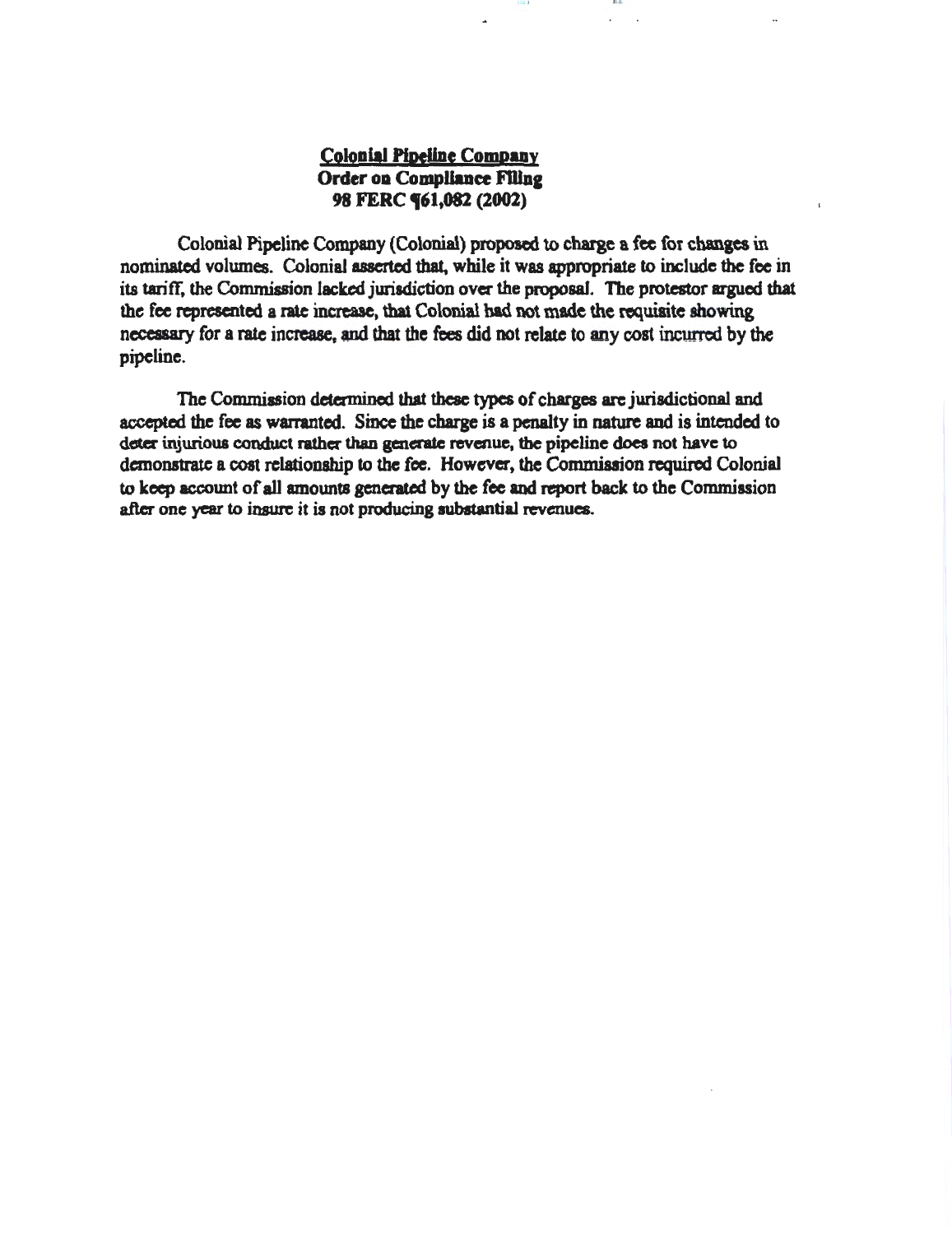**Colonial Pipeline Company**
**Order on Compliance Filing**
**98 FERC ¶61,082 (2002)**

Colonial Pipeline Company (Colonial) proposed to charge a fee for changes in nominated volumes. Colonial asserted that, while it was appropriate to include the fee in its tariff, the Commission lacked jurisdiction over the proposal. The protestor argued that the fee represented a rate increase, that Colonial had not made the requisite showing necessary for a rate increase, and that the fees did not relate to any cost incurred by the pipeline.

The Commission determined that these types of charges are jurisdictional and accepted the fee as warranted. Since the charge is a penalty in nature and is intended to deter injurious conduct rather than generate revenue, the pipeline does not have to demonstrate a cost relationship to the fee. However, the Commission required Colonial to keep account of all amounts generated by the fee and report back to the Commission after one year to insure it is not producing substantial revenues.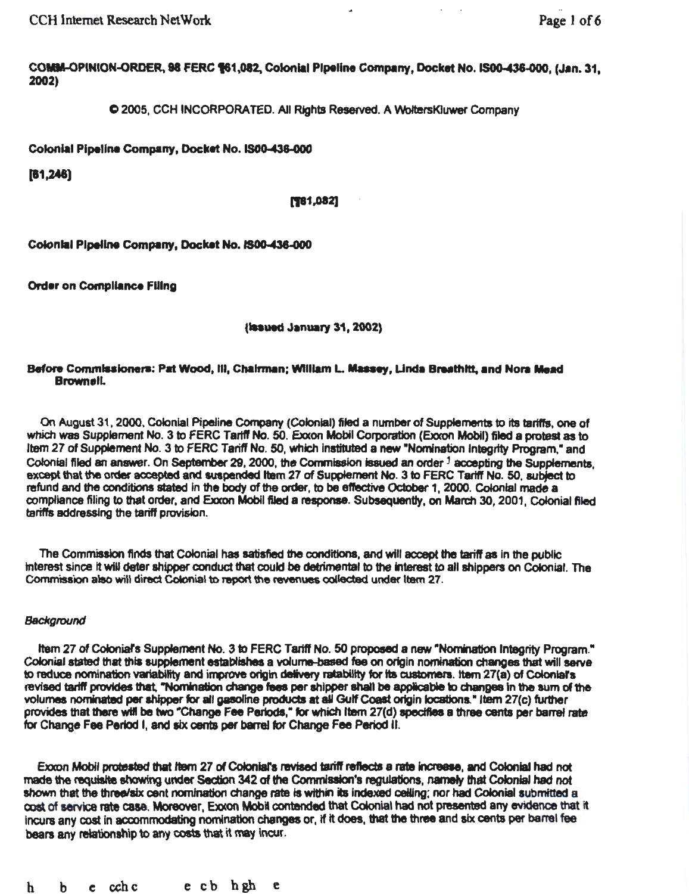COMM-OPINION-ORDER, 98 FERC ¶61,082, Colonial Pipeline Company, Docket No. IS00-436-000, (Jan. 31, 2002)

© 2005, CCH INCORPORATED. All Rights Reserved. A WoltersKluwer Company

**Colonial Pipeline Company, Docket No. IS00-436-000**

**[61,246]**

**[¶61,082]**

**Colonial Pipeline Company, Docket No. IS00-436-000**

**Order on Compliance Filing**

**(Issued January 31, 2002)**

**Before Commissioners: Pat Wood, III, Chairman; William L. Massey, Linda Breathitt, and Nora Mead Brownell.**

On August 31, 2000, Colonial Pipeline Company (Colonial) filed a number of Supplements to its tariffs, one of which was Supplement No. 3 to FERC Tariff No. 50. Exxon Mobil Corporation (Exxon Mobil) filed a protest as to Item 27 of Supplement No. 3 to FERC Tariff No. 50, which instituted a new "Nomination Integrity Program," and Colonial filed an answer. On September 29, 2000, the Commission issued an order [1] accepting the Supplements, except that the order accepted and suspended Item 27 of Supplement No. 3 to FERC Tariff No. 50, subject to refund and the conditions stated in the body of the order, to be effective October 1, 2000. Colonial made a compliance filing to that order, and Exxon Mobil filed a response. Subsequently, on March 30, 2001, Colonial filed tariffs addressing the tariff provision.

The Commission finds that Colonial has satisfied the conditions, and will accept the tariff as in the public interest since it will deter shipper conduct that could be detrimental to the interest to all shippers on Colonial. The Commission also will direct Colonial to report the revenues collected under Item 27.

*Background*

Item 27 of Colonial's Supplement No. 3 to FERC Tariff No. 50 proposed a new "Nomination Integrity Program." Colonial stated that this supplement establishes a volume-based fee on origin nomination changes that will serve to reduce nomination variability and improve origin delivery ratability for its customers. Item 27(a) of Colonial's revised tariff provides that, "Nomination change fees per shipper shall be applicable to changes in the sum of the volumes nominated per shipper for all gasoline products at all Gulf Coast origin locations." Item 27(c) further provides that there will be two "Change Fee Periods," for which Item 27(d) specifies a three cents per barrel rate for Change Fee Period I, and six cents per barrel for Change Fee Period II.

Exxon Mobil protested that Item 27 of Colonial's revised tariff reflects a rate increase, and Colonial had not made the requisite showing under Section 342 of the Commission's regulations, namely that Colonial had not shown that the three/six cent nomination change rate is within its indexed ceiling; nor had Colonial submitted a cost of service rate case. Moreover, Exxon Mobil contended that Colonial had not presented any evidence that it incurs any cost in accommodating nomination changes or, if it does, that the three and six cents per barrel fee bears any relationship to any costs that it may incur.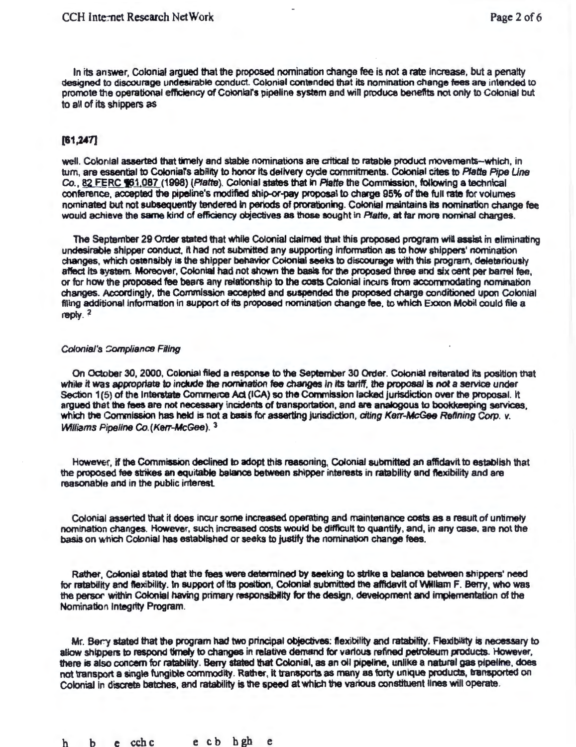In its answer, Colonial argued that the proposed nomination change fee is not a rate increase, but a penalty designed to discourage undesirable conduct. Colonial contended that its nomination change fees are intended to promote the operational efficiency of Colonial's pipeline system and will produce benefits not only to Colonial but to all of its shippers as

[61,247]

well. Colonial asserted that timely and stable nominations are critical to ratable product movements--which, in turn, are essential to Colonial's ability to honor its delivery cycle commitments. Colonial cites to *Platte Pipe Line Co.*, 82 FERC ¶61,087 (1998) (*Platte*). Colonial states that in *Platte* the Commission, following a technical conference, accepted the pipeline's modified ship-or-pay proposal to charge 95% of the full rate for volumes nominated but not subsequently tendered in periods of prorationing. Colonial maintains its nomination change fee would achieve the same kind of efficiency objectives as those sought in *Platte*, at far more nominal charges.

The September 29 Order stated that while Colonial claimed that this proposed program will assist in eliminating undesirable shipper conduct, it had not submitted any supporting information as to how shippers' nomination changes, which ostensibly is the shipper behavior Colonial seeks to discourage with this program, deleteriously affect its system. Moreover, Colonial had not shown the basis for the proposed three and six cent per barrel fee, or for how the proposed fee bears any relationship to the costs Colonial incurs from accommodating nomination changes. Accordingly, the Commission accepted and suspended the proposed charge conditioned upon Colonial filing additional information in support of its proposed nomination change fee, to which Exxon Mobil could file a reply. [2]

*Colonial's Compliance Filing*

On October 30, 2000, Colonial filed a response to the September 30 Order. Colonial reiterated its position that *while it was appropriate to include the nomination fee changes in its tariff, the proposal is not a service under* Section 1(5) of the Interstate Commerce Act (ICA) so the Commission lacked jurisdiction over the proposal. It argued that the fees are not necessary incidents of transportation, and are analogous to bookkeeping services, which the Commission has held is not a basis for asserting jurisdiction, *citing Kerr-McGee Refining Corp. v. Williams Pipeline Co.*(*Kerr-McGee*). [3]

However, if the Commission declined to adopt this reasoning, Colonial submitted an affidavit to establish that the proposed fee strikes an equitable balance between shipper interests in ratability and flexibility and are reasonable and in the public interest.

Colonial asserted that it does incur some increased operating and maintenance costs as a result of untimely nomination changes. However, such increased costs would be difficult to quantify, and, in any case, are not the basis on which Colonial has established or seeks to justify the nomination change fees.

Rather, Colonial stated that the fees were determined by seeking to strike a balance between shippers' need for ratability and flexibility. In support of its position, Colonial submitted the affidavit of William F. Berry, who was the person within Colonial having primary responsibility for the design, development and implementation of the Nomination Integrity Program.

Mr. Berry stated that the program had two principal objectives: flexibility and ratability. Flexibility is necessary to allow shippers to respond timely to changes in relative demand for various refined petroleum products. However, there is also concern for ratability. Berry stated that Colonial, as an oil pipeline, unlike a natural gas pipeline, does not transport a single fungible commodity. Rather, it transports as many as forty unique products, transported on Colonial in discrete batches, and ratability is the speed at which the various constituent lines will operate.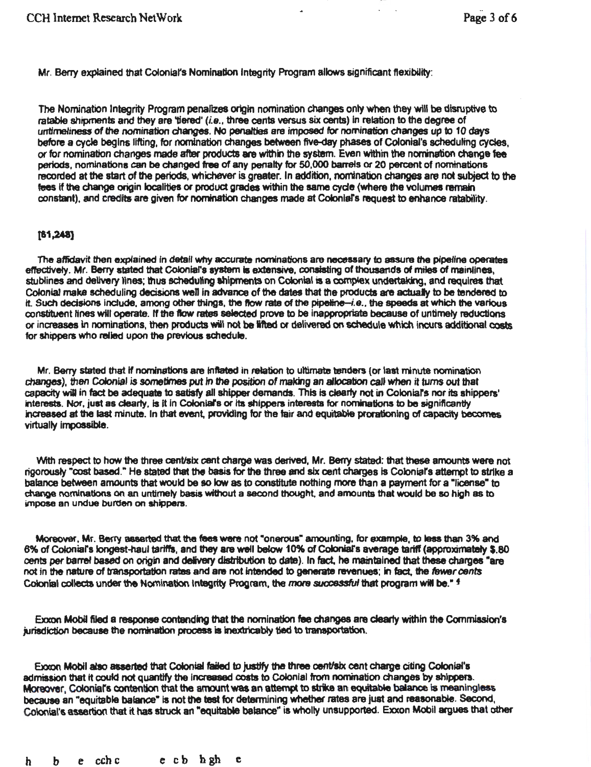Mr. Berry explained that Colonial's Nomination Integrity Program allows significant flexibility:

The Nomination Integrity Program penalizes origin nomination changes only when they will be disruptive to ratable shipments and they are 'tiered' (*i.e.*, three cents versus six cents) in relation to the degree of *untimeliness of the nomination changes*. No penalties are imposed for nomination changes up to 10 days before a cycle begins lifting, for nomination changes between five-day phases of Colonial's scheduling cycles, or for nomination changes made after products are within the system. Even within the nomination change fee periods, nominations can be changed free of any penalty for 50,000 barrels or 20 percent of nominations recorded at the start of the periods, whichever is greater. In addition, nomination changes are not subject to the fees if the change origin localities or product grades within the same cycle (where the volumes remain constant), and credits are given for nomination changes made at Colonial's request to enhance ratability.

[61,248]

The affidavit then explained in detail why accurate nominations are necessary to assure the pipeline operates effectively. Mr. Berry stated that Colonial's system is extensive, consisting of thousands of miles of mainlines, stublines and delivery lines; thus scheduling shipments on Colonial is a complex undertaking, and requires that Colonial make scheduling decisions well in advance of the dates that the products are actually to be tendered to it. Such decisions include, among other things, the flow rate of the pipeline--*i.e.*, the speeds at which the various constituent lines will operate. If the flow rates selected prove to be inappropriate because of untimely reductions or increases in nominations, then products will not be lifted or delivered on schedule which incurs additional costs for shippers who relied upon the previous schedule.

Mr. Berry stated that if nominations are inflated in relation to ultimate tenders (or last minute nomination changes), then Colonial is sometimes put in the position of making an allocation call when it turns out that capacity will in fact be adequate to satisfy all shipper demands. This is clearly not in Colonial's nor its shippers' interests. Nor, just as clearly, is it in Colonial's or its shippers interests for nominations to be significantly increased at the last minute. In that event, providing for the fair and equitable prorationing of capacity becomes virtually impossible.

With respect to how the three cent/six cent charge was derived, Mr. Berry stated: that these amounts were not rigorously "cost based." He stated that the basis for the three and six cent charges is Colonial's attempt to strike a balance between amounts that would be so low as to constitute nothing more than a payment for a "license" to change nominations on an untimely basis without a second thought, and amounts that would be so high as to impose an undue burden on shippers.

Moreover, Mr. Berry asserted that the fees were not "onerous" amounting, for example, to less than 3% and 6% of Colonial's longest-haul tariffs, and they are well below 10% of Colonial's average tariff (approximately $.80 cents per barrel based on origin and delivery distribution to date). In fact, he maintained that these charges "are not in the nature of transportation rates and are not intended to generate revenues; in fact, the *fewer cents* Colonial collects under the Nomination Integrity Program, the *more successful* that program will be." [4]

Exxon Mobil filed a response contending that the nomination fee changes are clearly within the Commission's jurisdiction because the nomination process is inextricably tied to transportation.

Exxon Mobil also asserted that Colonial failed to justify the three cent/six cent charge citing Colonial's admission that it could not quantify the increased costs to Colonial from nomination changes by shippers. Moreover, Colonial's contention that the amount was an attempt to strike an equitable balance is meaningless because an "equitable balance" is not the test for determining whether rates are just and reasonable. Second, Colonial's assertion that it has struck an "equitable balance" is wholly unsupported. Exxon Mobil argues that other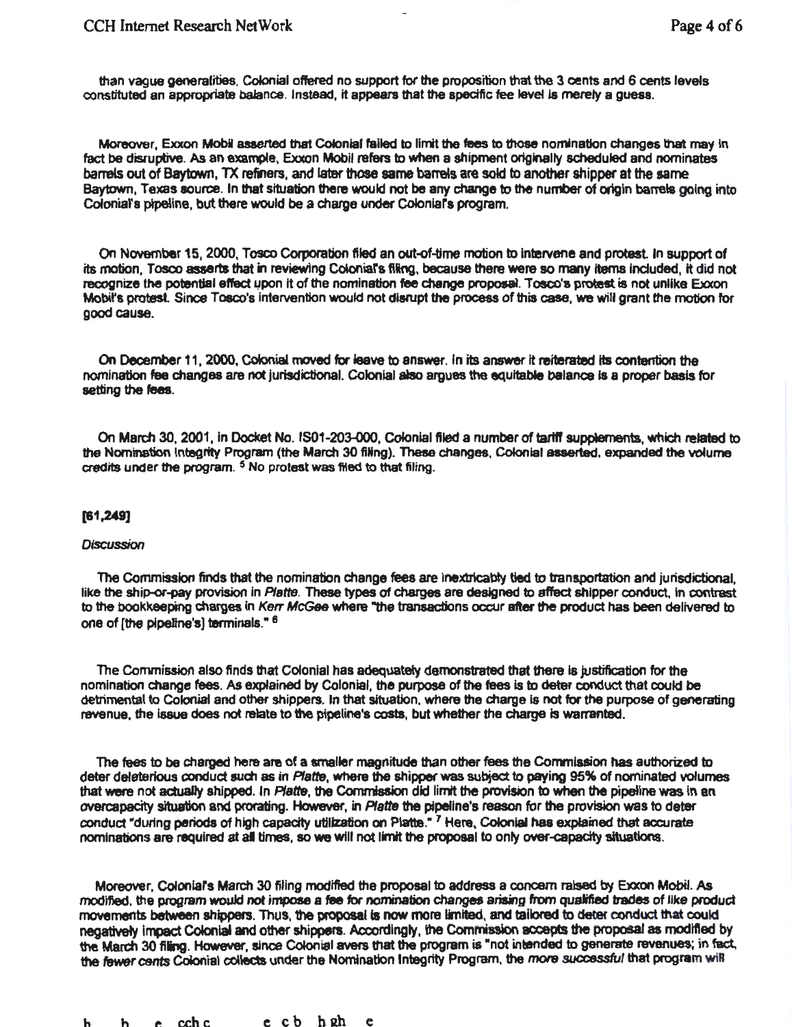than vague generalities, Colonial offered no support for the proposition that the 3 cents and 6 cents levels constituted an appropriate balance. Instead, it appears that the specific fee level is merely a guess.

Moreover, Exxon Mobil asserted that Colonial failed to limit the fees to those nomination changes that may in fact be disruptive. As an example, Exxon Mobil refers to when a shipment originally scheduled and nominates barrels out of Baytown, TX refiners, and later those same barrels are sold to another shipper at the same Baytown, Texas source. In that situation there would not be any change to the number of origin barrels going into Colonial's pipeline, but there would be a charge under Colonial's program.

On November 15, 2000, Tosco Corporation filed an out-of-time motion to intervene and protest. In support of its motion, Tosco asserts that in reviewing Colonial's filing, because there were so many items included, it did not recognize the potential effect upon it of the nomination fee change proposal. Tosco's protest is not unlike Exxon Mobil's protest. Since Tosco's intervention would not disrupt the process of this case, we will grant the motion for good cause.

On December 11, 2000, Colonial moved for leave to answer. In its answer it reiterated its contention the nomination fee changes are not jurisdictional. Colonial also argues the equitable balance is a proper basis for setting the fees.

On March 30, 2001, in Docket No. IS01-203-000, Colonial filed a number of tariff supplements, which related to the Nomination Integrity Program (the March 30 filing). These changes, Colonial asserted, expanded the volume credits under the program. [5] No protest was filed to that filing.

**[61,249]**

*Discussion*

The Commission finds that the nomination change fees are inextricably tied to transportation and jurisdictional, like the ship-or-pay provision in *Platte*. These types of charges are designed to affect shipper conduct, in contrast to the bookkeeping charges in *Kerr McGee* where "the transactions occur after the product has been delivered to one of [the pipeline's] terminals." [6]

The Commission also finds that Colonial has adequately demonstrated that there is justification for the nomination change fees. As explained by Colonial, the purpose of the fees is to deter conduct that could be detrimental to Colonial and other shippers. In that situation, where the charge is not for the purpose of generating revenue, the issue does not relate to the pipeline's costs, but whether the charge is warranted.

The fees to be charged here are of a smaller magnitude than other fees the Commission has authorized to deter deleterious conduct such as in *Platte*, where the shipper was subject to paying 95% of nominated volumes that were not actually shipped. In *Platte*, the Commission did limit the provision to when the pipeline was in an overcapacity situation and prorating. However, in *Platte* the pipeline's reason for the provision was to deter conduct "during periods of high capacity utilization on Platte." [7] Here, Colonial has explained that accurate nominations are required at all times, so we will not limit the proposal to only over-capacity situations.

Moreover, Colonial's March 30 filing modified the proposal to address a concern raised by Exxon Mobil. As modified, the program would *not* impose a fee for nomination changes arising from qualified trades of like product movements between shippers. Thus, the proposal is now more limited, and tailored to deter conduct that could negatively impact Colonial and other shippers. Accordingly, the Commission accepts the proposal as modified by the March 30 filing. However, since Colonial avers that the program is "not intended to generate revenues; in fact, the *fewer cents* Colonial collects under the Nomination Integrity Program, the *more successful* that program will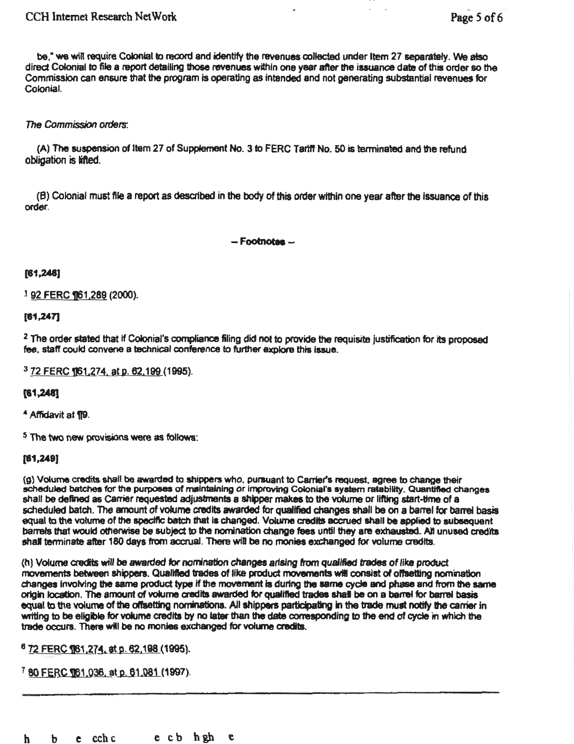be," we will require Colonial to record and identify the revenues collected under Item 27 separately. We also direct Colonial to file a report detailing those revenues within one year after the issuance date of this order so the Commission can ensure that the program is operating as intended and not generating substantial revenues for Colonial.

*The Commission orders*:

(A) The suspension of Item 27 of Supplement No. 3 to FERC Tariff No. 50 is terminated and the refund obligation is lifted.

(B) Colonial must file a report as described in the body of this order within one year after the issuance of this order.

**– Footnotes –**

**[61,246]**

[1] 92 FERC ¶61,289 (2000).

**[61,247]**

[2] The order stated that if Colonial's compliance filing did not to provide the requisite justification for its proposed fee, staff could convene a technical conference to further explore this issue.

[3] 72 FERC ¶61,274, at p. 62,199 (1995).

**[61,248]**

[4] Affidavit at ¶9.

[5] The two new provisions were as follows:

**[61,249]**

(g) Volume credits shall be awarded to shippers who, pursuant to Carrier's request, agree to change their scheduled batches for the purposes of maintaining or improving Colonial's system ratability. Quantified changes shall be defined as Carrier requested adjustments a shipper makes to the volume or lifting start-time of a scheduled batch. The amount of volume credits awarded for qualified changes shall be on a barrel for barrel basis equal to the volume of the specific batch that is changed. Volume credits accrued shall be applied to subsequent barrels that would otherwise be subject to the nomination change fees until they are exhausted. All unused credits shall terminate after 180 days from accrual. There will be no monies exchanged for volume credits.

(h) Volume credits will be awarded for nomination changes arising from qualified trades of like product movements between shippers. Qualified trades of like product movements will consist of offsetting nomination changes involving the same product type if the movement is during the same cycle and phase and from the same origin location. The amount of volume credits awarded for qualified trades shall be on a barrel for barrel basis equal to the volume of the offsetting nominations. All shippers participating in the trade must notify the carrier in writing to be eligible for volume credits by no later than the date corresponding to the end of cycle in which the trade occurs. There will be no monies exchanged for volume credits.

[6] 72 FERC ¶61,274, at p. 62,198 (1995).

[7] 80 FERC ¶61,036, at p. 61,081 (1997).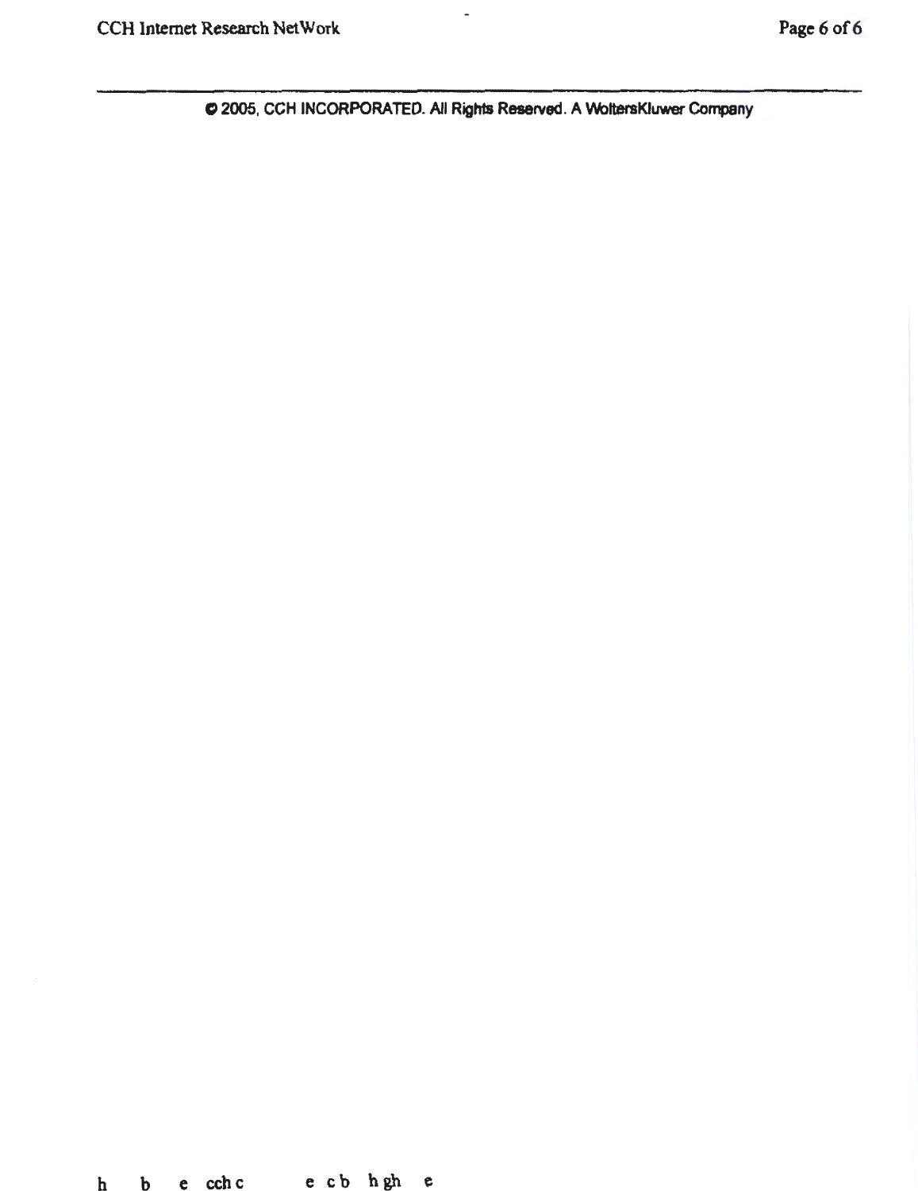© 2005, CCH INCORPORATED. All Rights Reserved. A WoltersKluwer Company